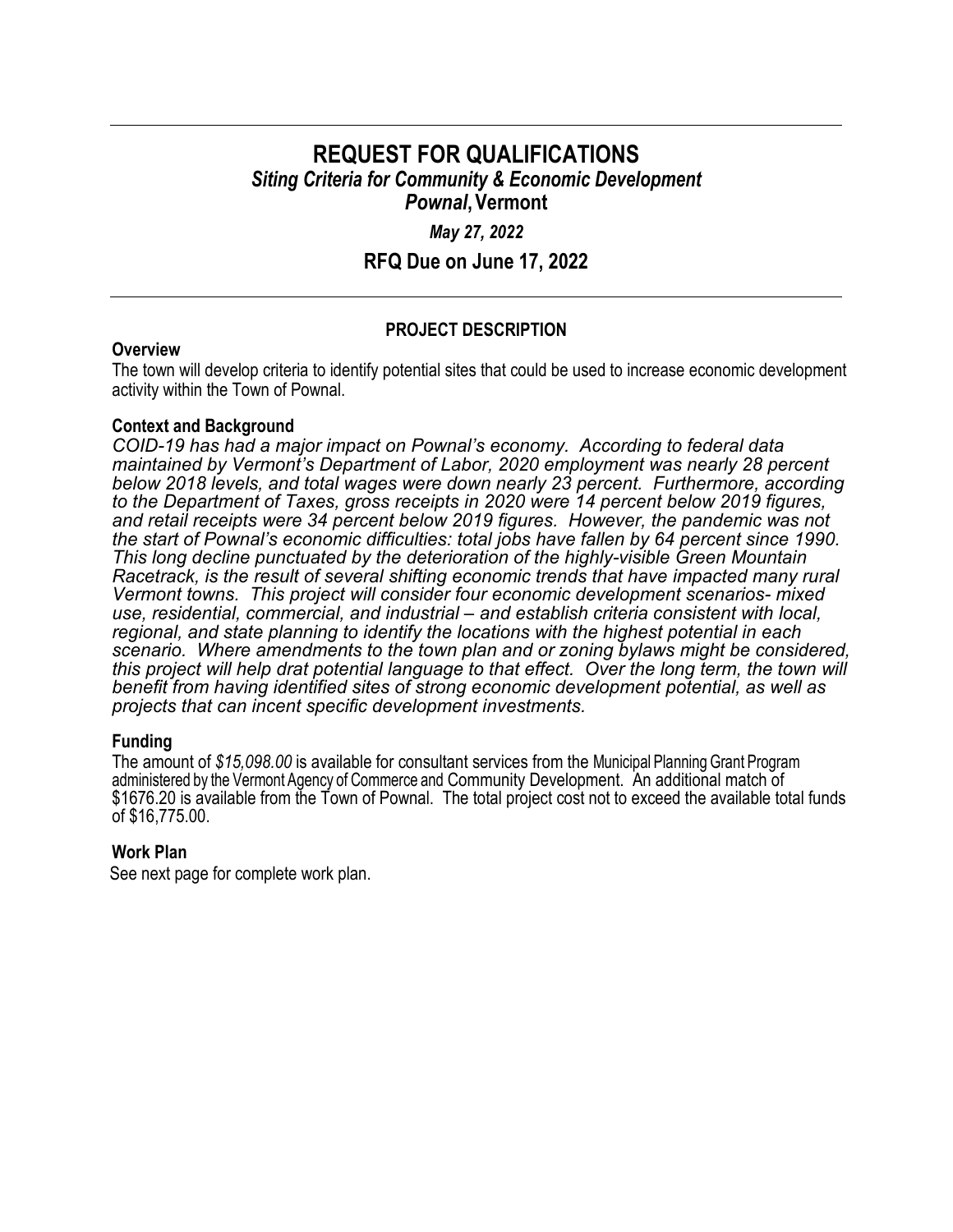# REQUEST FOR QUALIFICATIONS

## *Siting Criteria for Community & Economic Development*

## *Pownal*, Vermont

*May 27, 2022*

**RFQ Due on June 17, 2022**

### PROJECT DESCRIPTION

**Overview**

The town will develop criteria to identify potential sites that could be used to increase economic development activity within the Town of Pownal.

**Context and Background**

*COID-19 has had a major impact on Pownal's economy. According to federal data maintained by Vermont's Department of Labor, 2020 employment was nearly 28 percent below 2018 levels, and total wages were down nearly 23 percent. Furthermore, according to the Department of Taxes, gross receipts in 2020 were 14 percent below 2019 figures, and retail receipts were 34 percent below 2019 figures. However, the pandemic was not the start of Pownal's economic difficulties: total jobs have fallen by 64 percent since 1990. This long decline punctuated by the deterioration of the highly-visible Green Mountain Racetrack, is the result of several shifting economic trends that have impacted many rural Vermont towns. This project will consider four economic development scenarios- mixed use, residential, commercial, and industrial – and establish criteria consistent with local, regional, and state planning to identify the locations with the highest potential in each scenario. Where amendments to the town plan and or zoning bylaws might be considered, this project will help drat potential language to that effect. Over the long term, the town will benefit from having identified sites of strong economic development potential, as well as projects that can incent specific development investments.*

**Funding**

The amount of *$15,098.00* is available for consultant services from the Municipal Planning Grant Program administered by the Vermont Agency of Commerce and Community Development. An additional match of $1676.20 is available from the Town of Pownal. The total project cost not to exceed the available total funds of $16,775.00.

**Work Plan**

See next page for complete work plan.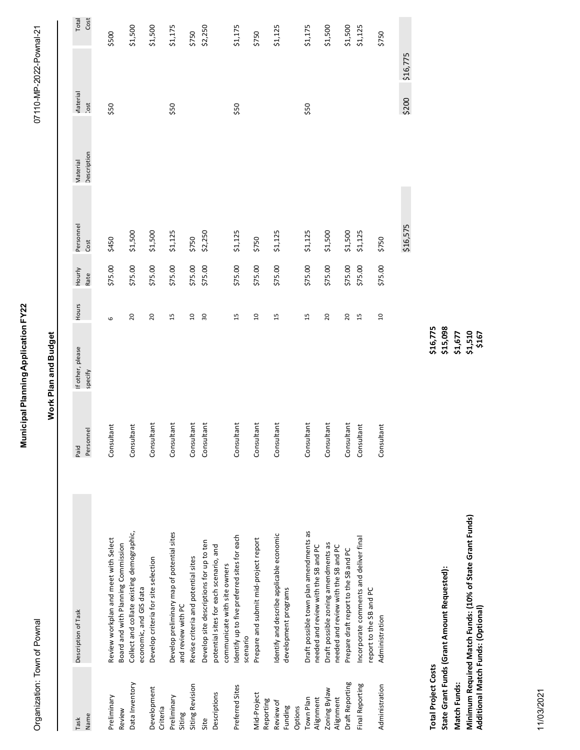Organization: Town of Pownal

07110-MP-2022-Pownal-21

# Municipal Planning Application FY22

## Work Plan and Budget

| Task Name | Description of Task | Paid Personnel | If other, please specify | Hours | Hourly Rate | Personnel Cost | Material Description | Material Cost | Total Cost |
|---|---|---|---|---|---|---|---|---|---|
| Preliminary Review | Review workplan and meet with Select Board and with Planning Commission | Consultant | | 6 | $75.00 | $450 | | $50 | $500 |
| Data Inventory | Collect and collate existing demographic, economic, and GIS data | Consultant | | 20 | $75.00 | $1,500 | | | $1,500 |
| Development Criteria | Develop criteria for site selection | Consultant | | 20 | $75.00 | $1,500 | | | $1,500 |
| Preliminary Siting | Develop preliminary map of potential sites and review with PC | Consultant | | 15 | $75.00 | $1,125 | | $50 | $1,175 |
| Siting Revision | Revise criteria and potential sites | Consultant | | 10 | $75.00 | $750 | | | $750 |
| Site Descriptions | Develop site descriptions for up to ten potential sites for each scenario, and communicate with site owners | Consultant | | 30 | $75.00 | $2,250 | | | $2,250 |
| Preferred Sites | Identify up to five preferred sites for each scenario | Consultant | | 15 | $75.00 | $1,125 | | $50 | $1,175 |
| Mid-Project Reporting | Prepare and submit mid-project report | Consultant | | 10 | $75.00 | $750 | | | $750 |
| Review of Funding Options | Identify and describe applicable economic development programs | Consultant | | 15 | $75.00 | $1,125 | | | $1,125 |
| Town Plan Alignment | Draft possible town plan amendments as needed and review with the SB and PC | Consultant | | 15 | $75.00 | $1,125 | | $50 | $1,175 |
| Zoning Bylaw Alignment | Draft possible zoning amendments as needed and review with the SB and PC | Consultant | | 20 | $75.00 | $1,500 | | | $1,500 |
| Draft Reporting | Prepare draft report to the SB and PC | Consultant | | 20 | $75.00 | $1,500 | | | $1,500 |
| Final Reporting | Incorporate comments and deliver final report to the SB and PC | Consultant | | 15 | $75.00 | $1,125 | | | $1,125 |
| Administration | Administration | Consultant | | 10 | $75.00 | $750 | | | $750 |
| | | | | | | $16,575 | | $200 | $16,775 |

| | |
|---|---|
| **Total Project Costs** | **$16,775** |
| **State Grant Funds (Grant Amount Requested):** | **$15,098** |
| **Match Funds:** | **$1,677** |
| **Minimum Required Match Funds: (10% of State Grant Funds)** | **$1,510** |
| **Additional Match Funds: (Optional)** | **$167** |

11/03/2021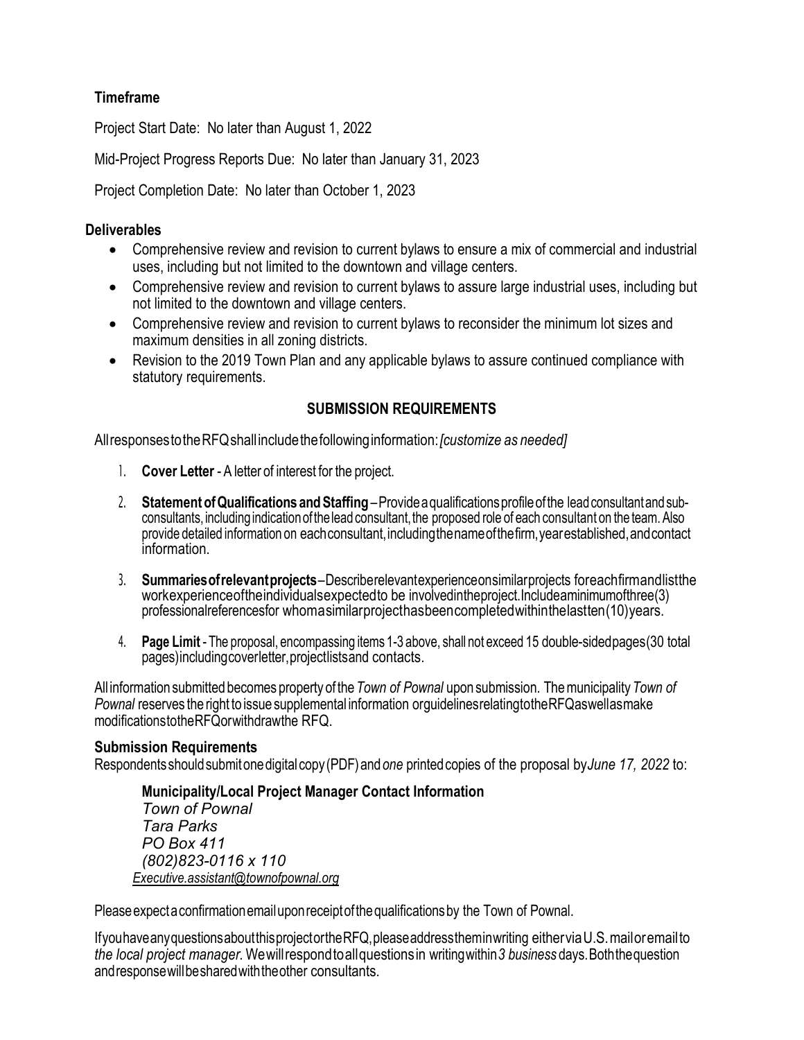### Timeframe

Project Start Date: No later than August 1, 2022

Mid-Project Progress Reports Due: No later than January 31, 2023

Project Completion Date: No later than October 1, 2023

### Deliverables

- Comprehensive review and revision to current bylaws to ensure a mix of commercial and industrial uses, including but not limited to the downtown and village centers.
- Comprehensive review and revision to current bylaws to assure large industrial uses, including but not limited to the downtown and village centers.
- Comprehensive review and revision to current bylaws to reconsider the minimum lot sizes and maximum densities in all zoning districts.
- Revision to the 2019 Town Plan and any applicable bylaws to assure continued compliance with statutory requirements.

## SUBMISSION REQUIREMENTS

All responses to the RFQ shall include the following information: *[customize as needed]*

1. **Cover Letter** - A letter of interest for the project.

2. **Statement of Qualifications and Staffing** – Provide a qualifications profile of the lead consultant and sub-consultants, including indication of the lead consultant, the proposed role of each consultant on the team. Also provide detailed information on each consultant, including the name of the firm, year established, and contact information.

3. **Summaries of relevant projects** – Describe relevant experience on similar projects for each firm and list the work experience of the individuals expected to be involved in the project. Include a minimum of three (3) professional references for whom a similar project has been completed within the last ten (10) years.

4. **Page Limit** - The proposal, encompassing items 1-3 above, shall not exceed 15 double-sided pages (30 total pages) including cover letter, project lists and contacts.

All information submitted becomes property of the *Town of Pownal* upon submission. The municipality *Town of Pownal* reserves the right to issue supplemental information or guidelines relating to the RFQ as well as make modifications to the RFQ or withdraw the RFQ.

### Submission Requirements

Respondents should submit one digital copy (PDF) and *one* printed copies of the proposal by *June 17, 2022* to:

> **Municipality/Local Project Manager Contact Information**
> *Town of Pownal*
> *Tara Parks*
> *PO Box 411*
> *(802)823-0116 x 110*
> *Executive.assistant@townofpownal.org*

Please expect a confirmation email upon receipt of the qualifications by the Town of Pownal.

If you have any questions about this project or the RFQ, please address them in writing either via U.S. mail or email to *the local project manager*. We will respond to all questions in writing within *3 business* days. Both the question and response will be shared with the other consultants.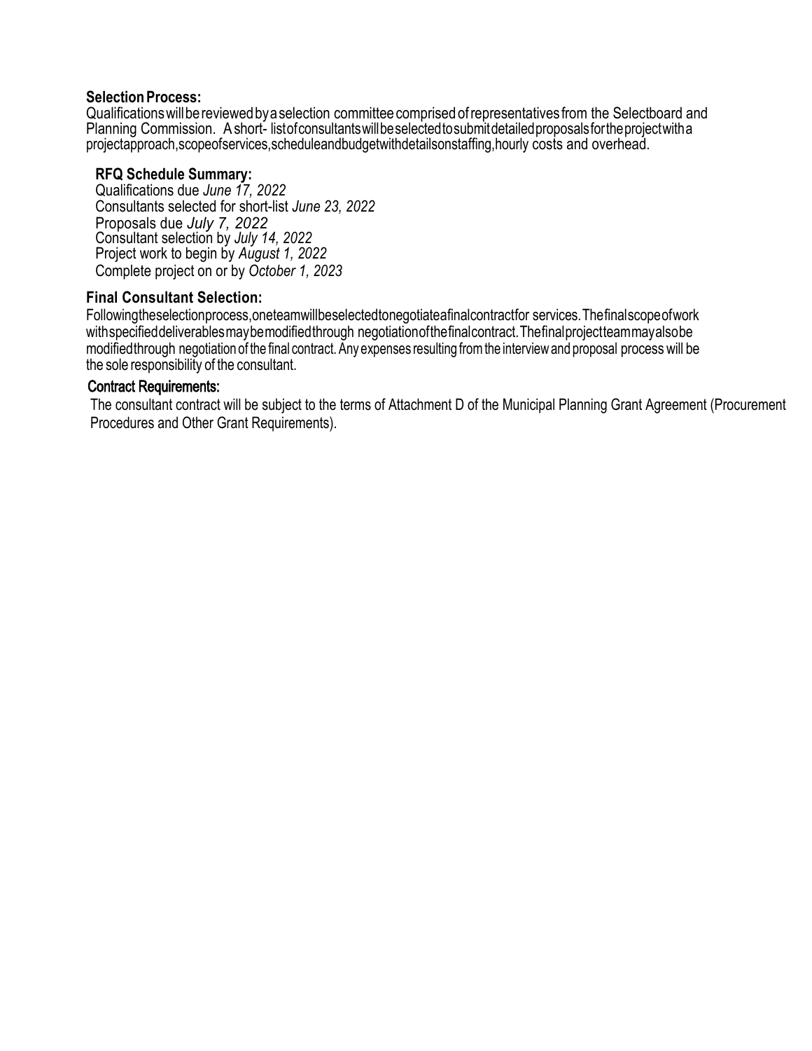**Selection Process:**
Qualifications will be reviewed by a selection committee comprised of representatives from the Selectboard and Planning Commission. A short- list of consultants will be selected to submit detailed proposals for the project with a project approach, scope of services, schedule and budget with details on staffing, hourly costs and overhead.

**RFQ Schedule Summary:**
Qualifications due *June 17, 2022*
Consultants selected for short-list *June 23, 2022*
Proposals due *July 7, 2022*
Consultant selection by *July 14, 2022*
Project work to begin by *August 1, 2022*
Complete project on or by *October 1, 2023*

**Final Consultant Selection:**
Following the selection process, one team will be selected to negotiate a final contract for services. The final scope of work with specified deliverables may be modified through negotiation of the final contract. The final project team may also be modified through negotiation of the final contract. Any expenses resulting from the interview and proposal process will be the sole responsibility of the consultant.

**Contract Requirements:**
The consultant contract will be subject to the terms of Attachment D of the Municipal Planning Grant Agreement (Procurement Procedures and Other Grant Requirements).